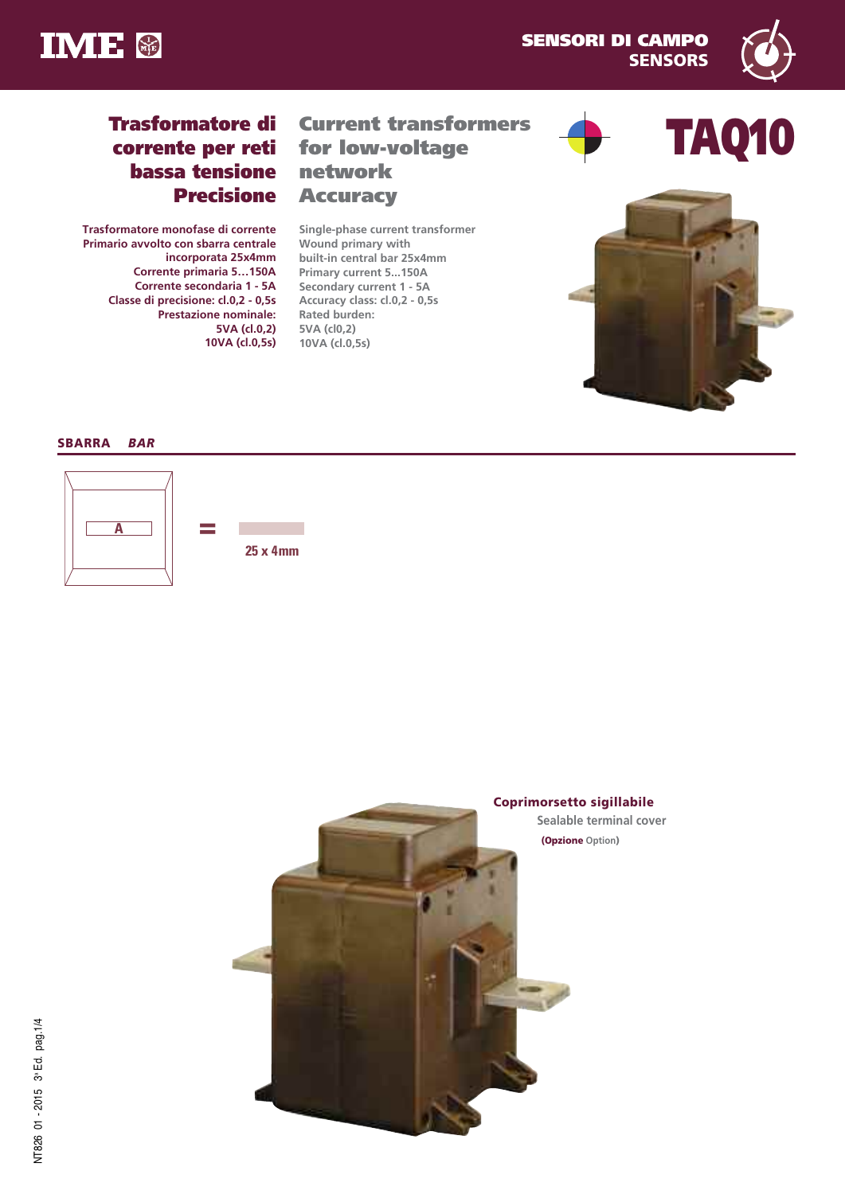# TAQ10

## Trasformatore di corrente per reti bassa tensione Precisione

## Current transformers for low-voltage network Accuracy

Trasformatore monofase di corrente
Primario avvolto con sbarra centrale incorporata 25x4mm
Corrente primaria 5…150A
Corrente secondaria 1 - 5A
Classe di precisione: cl.0,2 - 0,5s
Prestazione nominale:
5VA (cl.0,2)
10VA (cl.0,5s)

Single-phase current transformer
Wound primary with built-in central bar 25x4mm
Primary current 5...150A
Secondary current 1 - 5A
Accuracy class: cl.0,2 - 0,5s
Rated burden:
5VA (cl0,2)
10VA (cl.0,5s)

### SBARRA *BAR*

A = 25 x 4mm

**Coprimorsetto sigillabile**
Sealable terminal cover
**(Opzione** Option)

NT826 01 - 2015 3a Ed. pag.1/4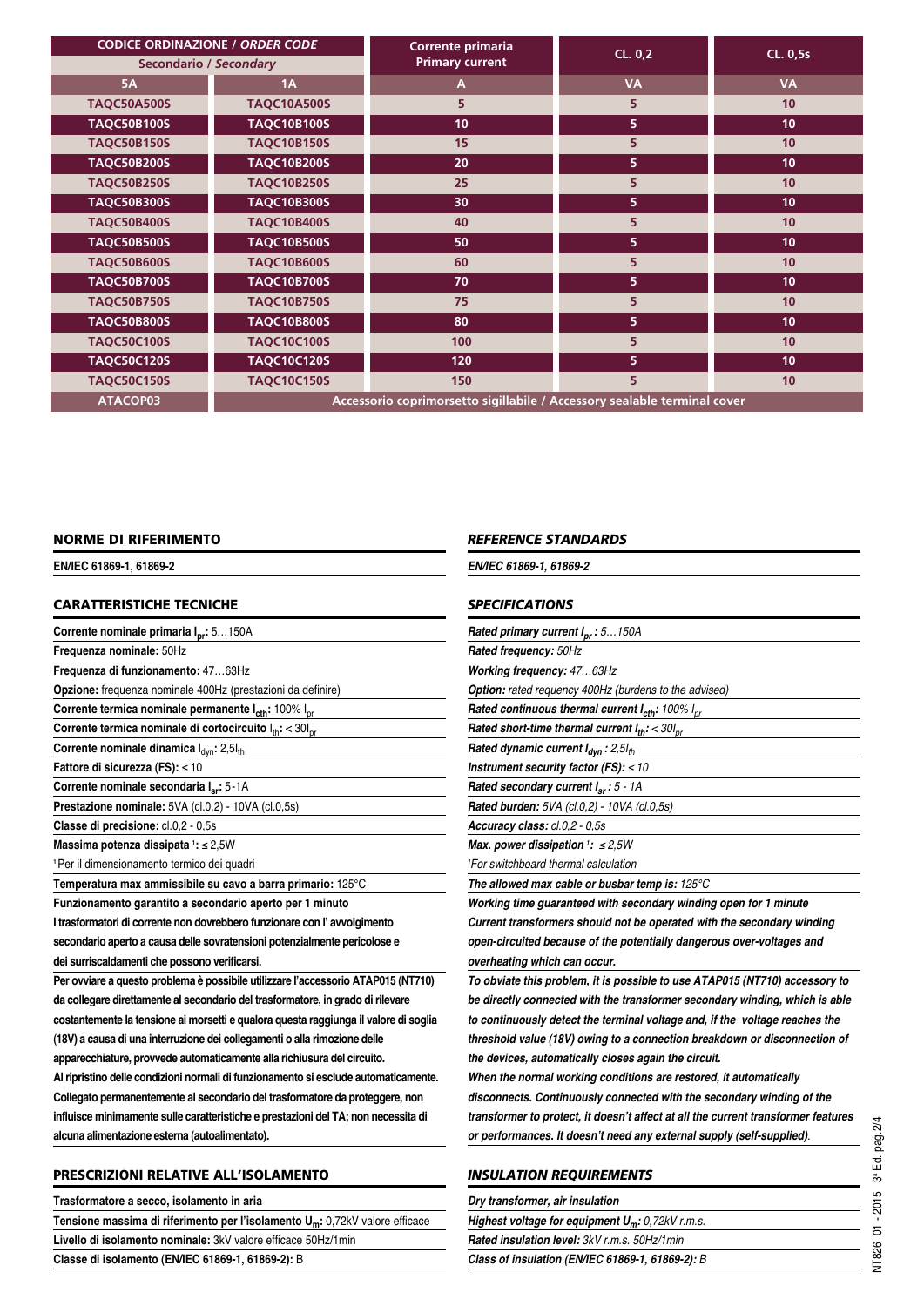| CODICE ORDINAZIONE / *ORDER CODE* | | Corrente primaria / Primary current | CL. 0,2 | CL. 0,5s |
|---|---|---|---|---|
| Secondario / *Secondary* | | | | |
| 5A | 1A | A | VA | VA |
| TAQC50A500S | TAQC10A500S | 5 | 5 | 10 |
| TAQC50B100S | TAQC10B100S | 10 | 5 | 10 |
| TAQC50B150S | TAQC10B150S | 15 | 5 | 10 |
| TAQC50B200S | TAQC10B200S | 20 | 5 | 10 |
| TAQC50B250S | TAQC10B250S | 25 | 5 | 10 |
| TAQC50B300S | TAQC10B300S | 30 | 5 | 10 |
| TAQC50B400S | TAQC10B400S | 40 | 5 | 10 |
| TAQC50B500S | TAQC10B500S | 50 | 5 | 10 |
| TAQC50B600S | TAQC10B600S | 60 | 5 | 10 |
| TAQC50B700S | TAQC10B700S | 70 | 5 | 10 |
| TAQC50B750S | TAQC10B750S | 75 | 5 | 10 |
| TAQC50B800S | TAQC10B800S | 80 | 5 | 10 |
| TAQC50C100S | TAQC10C100S | 100 | 5 | 10 |
| TAQC50C120S | TAQC10C120S | 120 | 5 | 10 |
| TAQC50C150S | TAQC10C150S | 150 | 5 | 10 |
| ATACOP03 | Accessorio coprimorsetto sigillabile / Accessory sealable terminal cover | | | |

## NORME DI RIFERIMENTO

**EN/IEC 61869-1, 61869-2**

## CARATTERISTICHE TECNICHE

**Corrente nominale primaria $I_{pr}$:** 5…150A

**Frequenza nominale:** 50Hz

**Frequenza di funzionamento:** 47…63Hz

**Opzione:** frequenza nominale 400Hz (prestazioni da definire)

**Corrente termica nominale permanente $I_{cth}$:** 100% $I_{pr}$

**Corrente termica nominale di cortocircuito** $I_{th}$**:** < $30I_{pr}$

**Corrente nominale dinamica** $I_{dyn}$**:** $2,5I_{th}$

**Fattore di sicurezza (FS):** ≤ 10

**Corrente nominale secondaria $I_{sr}$:** 5-1A

**Prestazione nominale:** 5VA (cl.0,2) - 10VA (cl.0,5s)

**Classe di precisione:** cl.0,2 - 0,5s

**Massima potenza dissipata [1]:** ≤ 2,5W

[1] Per il dimensionamento termico dei quadri

**Temperatura max ammissibile su cavo a barra primario:** 125°C

**Funzionamento garantito a secondario aperto per 1 minuto**

**I trasformatori di corrente non dovrebbero funzionare con l' avvolgimento secondario aperto a causa delle sovratensioni potenzialmente pericolose e dei surriscaldamenti che possono verificarsi.**

**Per ovviare a questo problema è possibile utilizzare l'accessorio ATAP015 (NT710) da collegare direttamente al secondario del trasformatore, in grado di rilevare costantemente la tensione ai morsetti e qualora questa raggiunga il valore di soglia (18V) a causa di una interruzione dei collegamenti o alla rimozione delle apparecchiature, provvede automaticamente alla richiusura del circuito.**

**Al ripristino delle condizioni normali di funzionamento si esclude automaticamente. Collegato permanentemente al secondario del trasformatore da proteggere, non influisce minimamente sulle caratteristiche e prestazioni del TA; non necessita di alcuna alimentazione esterna (autoalimentato).**

## PRESCRIZIONI RELATIVE ALL'ISOLAMENTO

**Trasformatore a secco, isolamento in aria**

**Tensione massima di riferimento per l'isolamento $U_m$:** 0,72kV valore efficace

**Livello di isolamento nominale:** 3kV valore efficace 50Hz/1min

**Classe di isolamento (EN/IEC 61869-1, 61869-2):** B

## *REFERENCE STANDARDS*

***EN/IEC 61869-1, 61869-2***

## *SPECIFICATIONS*

***Rated primary current $I_{pr}$:*** *5…150A*

***Rated frequency:*** *50Hz*

***Working frequency:*** *47…63Hz*

***Option:*** *rated requency 400Hz (burdens to the advised)*

***Rated continuous thermal current $I_{cth}$:*** *100% $I_{pr}$*

***Rated short-time thermal current $I_{th}$:*** *< $30I_{pr}$*

***Rated dynamic current $I_{dyn}$:*** *$2,5I_{th}$*

***Instrument security factor (FS):*** *≤ 10*

***Rated secondary current $I_{sr}$:*** *5 - 1A*

***Rated burden:*** *5VA (cl.0,2) - 10VA (cl.0,5s)*

***Accuracy class:*** *cl.0,2 - 0,5s*

***Max. power dissipation [1]:*** *≤ 2,5W*

*[1] For switchboard thermal calculation*

***The allowed max cable or busbar temp is:*** *125°C*

***Working time guaranteed with secondary winding open for 1 minute***

***Current transformers should not be operated with the secondary winding open-circuited because of the potentially dangerous over-voltages and overheating which can occur.***

***To obviate this problem, it is possible to use ATAP015 (NT710) accessory to be directly connected with the transformer secondary winding, which is able to continuously detect the terminal voltage and, if the voltage reaches the threshold value (18V) owing to a connection breakdown or disconnection of the devices, automatically closes again the circuit.***

***When the normal working conditions are restored, it automatically disconnects. Continuously connected with the secondary winding of the transformer to protect, it doesn't affect at all the current transformer features or performances. It doesn't need any external supply (self-supplied).***

## *INSULATION REQUIREMENTS*

***Dry transformer, air insulation***

***Highest voltage for equipment $U_m$:*** *0,72kV r.m.s.*

***Rated insulation level:*** *3kV r.m.s. 50Hz/1min*

***Class of insulation (EN/IEC 61869-1, 61869-2):*** *B*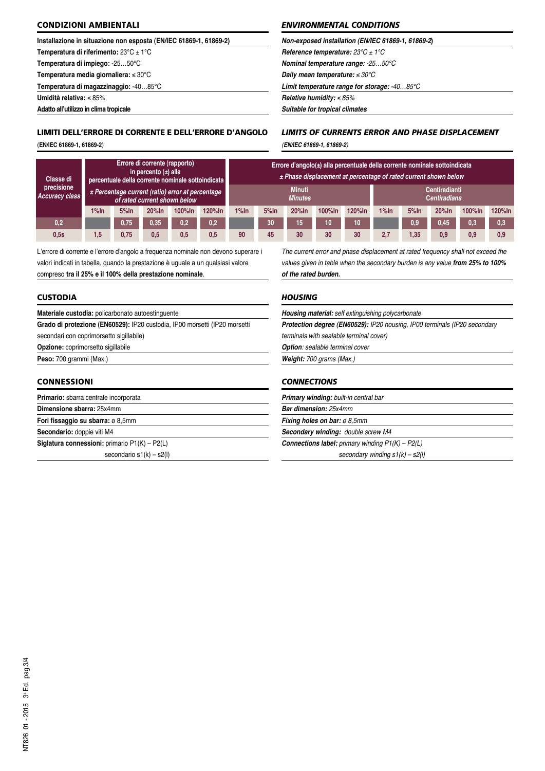## CONDIZIONI AMBIENTALI

**Installazione in situazione non esposta (EN/IEC 61869-1, 61869-2)**

**Temperatura di riferimento:** 23°C ± 1°C

**Temperatura di impiego:** -25…50°C

**Temperatura media giornaliera:** ≤ 30°C

**Temperatura di magazzinaggio:** -40…85°C

**Umidità relativa:** ≤ 85%

**Adatto all'utilizzo in clima tropicale**

## *ENVIRONMENTAL CONDITIONS*

***Non-exposed installation (EN/IEC 61869-1, 61869-2)***

***Reference temperature:** 23°C ± 1°C*

***Nominal temperature range:** -25…50°C*

***Daily mean temperature:** ≤ 30°C*

***Limit temperature range for storage:** -40…85°C*

***Relative humidity:** ≤ 85%*

***Suitable for tropical climates***

## LIMITI DELL'ERRORE DI CORRENTE E DELL'ERRORE D'ANGOLO

(**EN/IEC 61869-1, 61869-2**)

## *LIMITS OF CURRENTS ERROR AND PHASE DISPLACEMENT*

*(EN/IEC 61869-1, 61869-2)*

| Classe di precisione *Accuracy class* | Errore di corrente (rapporto) in percento (±) alla percentuale della corrente nominale sottoindicata *± Percentage current (ratio) error at percentage of rated current shown below* | | | | | Errore d'angolo(±) alla percentuale della corrente nominale sottoindicata *± Phase displacement at percentage of rated current shown below* | | | | | | | | | |
|---|---|---|---|---|---|---|---|---|---|---|---|---|---|---|---|
| | | | | | | Minuti *Minutes* | | | | | Centiradianti *Centiradians* | | | | |
| | 1%In | 5%In | 20%In | 100%In | 120%In | 1%In | 5%In | 20%In | 100%In | 120%In | 1%In | 5%In | 20%In | 100%In | 120%In |
| 0,2 | | 0,75 | 0,35 | 0,2 | 0,2 | | 30 | 15 | 10 | 10 | | 0,9 | 0,45 | 0,3 | 0,3 |
| 0,5s | 1,5 | 0,75 | 0,5 | 0,5 | 0,5 | 90 | 45 | 30 | 30 | 30 | 2,7 | 1,35 | 0,9 | 0,9 | 0,9 |

L'errore di corrente e l'errore d'angolo a frequenza nominale non devono superare i valori indicati in tabella, quando la prestazione è uguale a un qualsiasi valore compreso **tra il 25% e il 100% della prestazione nominale**.

*The current error and phase displacement at rated frequency shall not exceed the values given in table when the secondary burden is any value **from 25% to 100% of the rated burden.***

## CUSTODIA

**Materiale custodia:** policarbonato autoestinguente

**Grado di protezione (EN60529):** IP20 custodia, IP00 morsetti (IP20 morsetti secondari con coprimorsetto sigillabile)

**Opzione:** coprimorsetto sigillabile

**Peso:** 700 grammi (Max.)

## *HOUSING*

***Housing material:** self extinguishing polycarbonate*

***Protection degree (EN60529):** IP20 housing, IP00 terminals (IP20 secondary terminals with sealable terminal cover)*

***Option**: sealable terminal cover*

***Weight:** 700 grams (Max.)*

## CONNESSIONI

**Primario:** sbarra centrale incorporata

**Dimensione sbarra:** 25x4mm

**Fori fissaggio su sbarra:** ø 8,5mm

**Secondario:** doppie viti M4

**Siglatura connessioni:** primario P1(K) – P2(L)
secondario s1(k) – s2(l)

## *CONNECTIONS*

***Primary winding:** built-in central bar*

***Bar dimension:** 25x4mm*

***Fixing holes on bar:** ø 8,5mm*

***Secondary winding:** double screw M4*

***Connections label:** primary winding P1(K) – P2(L)*
*secondary winding s1(k) – s2(l)*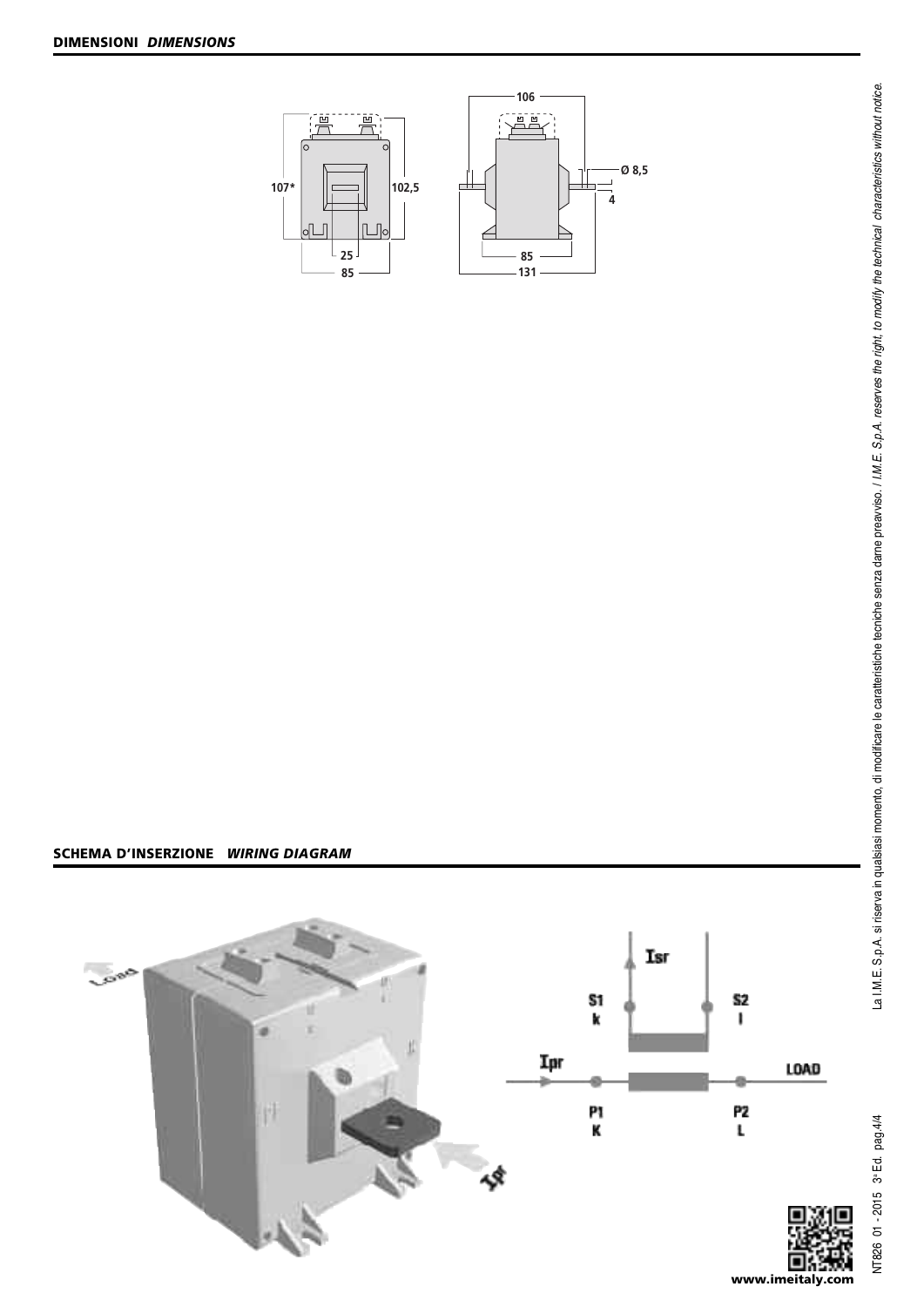## DIMENSIONI *DIMENSIONS*

106

107*

102,5

Ø 8,5

4

25

85

85

131

## SCHEMA D'INSERZIONE *WIRING DIAGRAM*

Load

Ipr

Isr

S1
k

S2
l

Ipr

LOAD

P1
K

P2
L

www.imeitaly.com

La I.M.E. S.p.A. si riserva in qualsiasi momento, di modificare le caratteristiche tecniche senza darne preavviso. / *I.M.E. S.p.A. reserves the right, to modify the technical characteristics without notice.*

NT826 01 - 2015 3ª Ed. pag.4/4